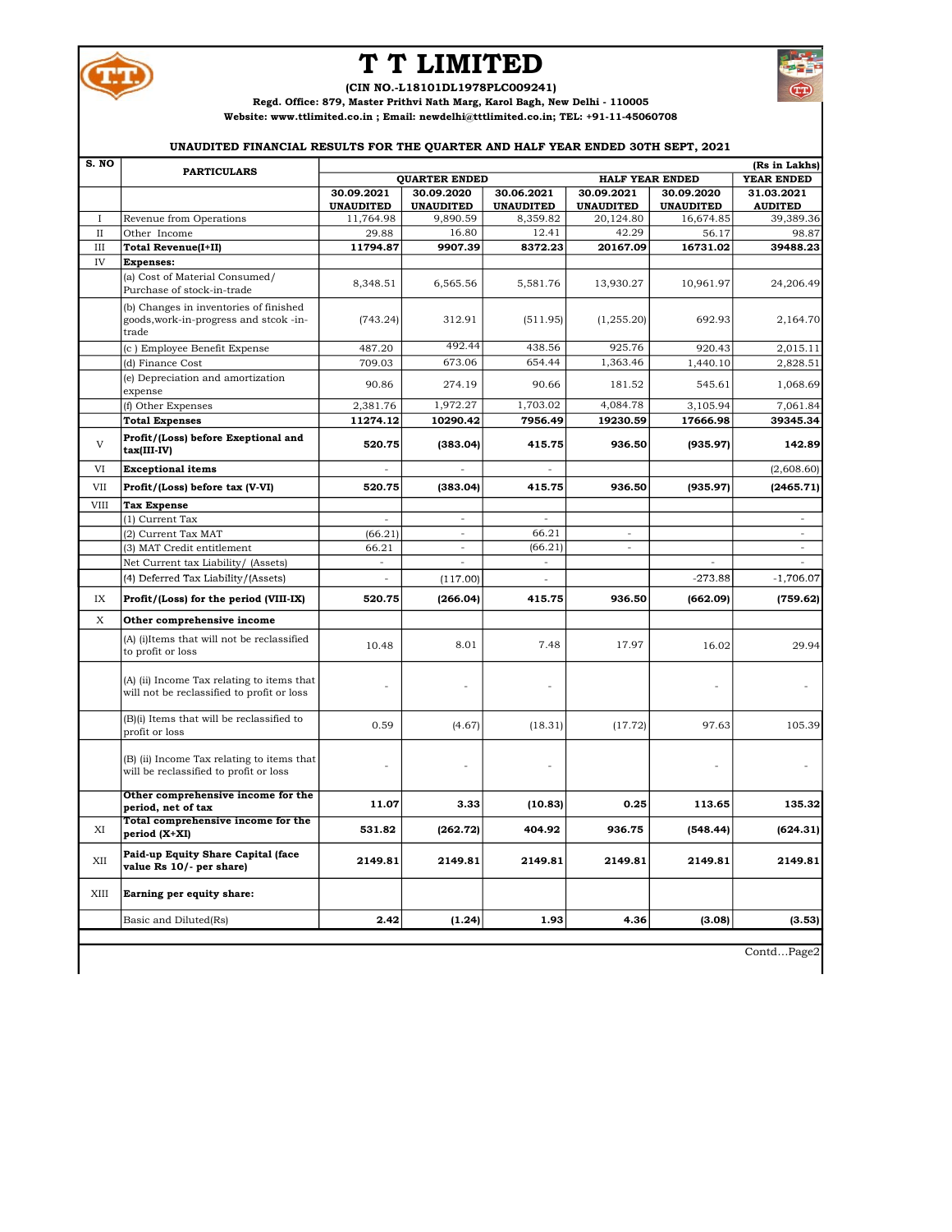# T T LIMITED

**(CIN NO.-L18101DL1978PLC009241)**

**Regd. Office: 879, Master Prithvi Nath Marg, Karol Bagh, New Delhi - 110005**

**Website: www.ttlimited.co.in ; Email: newdelhi@tttlimited.co.in; TEL: +91-11-45060708**

## UNAUDITED FINANCIAL RESULTS FOR THE QUARTER AND HALF YEAR ENDED 30TH SEPT, 2021

(Rs in Lakhs)

| S. NO | PARTICULARS | QUARTER ENDED | | | HALF YEAR ENDED | | YEAR ENDED |
|---|---|---|---|---|---|---|---|
| | | 30.09.2021 UNAUDITED | 30.09.2020 UNAUDITED | 30.06.2021 UNAUDITED | 30.09.2021 UNAUDITED | 30.09.2020 UNAUDITED | 31.03.2021 AUDITED |
| I | Revenue from Operations | 11,764.98 | 9,890.59 | 8,359.82 | 20,124.80 | 16,674.85 | 39,389.36 |
| II | Other Income | 29.88 | 16.80 | 12.41 | 42.29 | 56.17 | 98.87 |
| III | **Total Revenue(I+II)** | **11794.87** | **9907.39** | **8372.23** | **20167.09** | **16731.02** | **39488.23** |
| IV | **Expenses:** | | | | | | |
| | (a) Cost of Material Consumed/ Purchase of stock-in-trade | 8,348.51 | 6,565.56 | 5,581.76 | 13,930.27 | 10,961.97 | 24,206.49 |
| | (b) Changes in inventories of finished goods,work-in-progress and stcok -in-trade | (743.24) | 312.91 | (511.95) | (1,255.20) | 692.93 | 2,164.70 |
| | (c ) Employee Benefit Expense | 487.20 | 492.44 | 438.56 | 925.76 | 920.43 | 2,015.11 |
| | (d) Finance Cost | 709.03 | 673.06 | 654.44 | 1,363.46 | 1,440.10 | 2,828.51 |
| | (e) Depreciation and amortization expense | 90.86 | 274.19 | 90.66 | 181.52 | 545.61 | 1,068.69 |
| | (f) Other Expenses | 2,381.76 | 1,972.27 | 1,703.02 | 4,084.78 | 3,105.94 | 7,061.84 |
| | **Total Expenses** | **11274.12** | **10290.42** | **7956.49** | **19230.59** | **17666.98** | **39345.34** |
| V | **Profit/(Loss) before Exeptional and tax(III-IV)** | **520.75** | **(383.04)** | **415.75** | **936.50** | **(935.97)** | **142.89** |
| VI | **Exceptional items** | - | - | - | | | (2,608.60) |
| VII | **Profit/(Loss) before tax (V-VI)** | **520.75** | **(383.04)** | **415.75** | **936.50** | **(935.97)** | **(2465.71)** |
| VIII | **Tax Expense** | | | | | | |
| | (1) Current Tax | - | - | - | | | - |
| | (2) Current Tax MAT | (66.21) | - | 66.21 | - | | - |
| | (3) MAT Credit entitlement | 66.21 | - | (66.21) | - | | - |
| | Net Current tax Liability/ (Assets) | - | - | - | | - | - |
| | (4) Deferred Tax Liability/(Assets) | - | (117.00) | - | | -273.88 | -1,706.07 |
| IX | **Profit/(Loss) for the period (VIII-IX)** | **520.75** | **(266.04)** | **415.75** | **936.50** | **(662.09)** | **(759.62)** |
| X | **Other comprehensive income** | | | | | | |
| | (A) (i)Items that will not be reclassified to profit or loss | 10.48 | 8.01 | 7.48 | 17.97 | 16.02 | 29.94 |
| | (A) (ii) Income Tax relating to items that will not be reclassified to profit or loss | - | - | - | | - | - |
| | (B)(i) Items that will be reclassified to profit or loss | 0.59 | (4.67) | (18.31) | (17.72) | 97.63 | 105.39 |
| | (B) (ii) Income Tax relating to items that will be reclassified to profit or loss | - | - | - | | - | - |
| | **Other comprehensive income for the period, net of tax** | **11.07** | **3.33** | **(10.83)** | **0.25** | **113.65** | **135.32** |
| XI | **Total comprehensive income for the period (X+XI)** | **531.82** | **(262.72)** | **404.92** | **936.75** | **(548.44)** | **(624.31)** |
| XII | **Paid-up Equity Share Capital (face value Rs 10/- per share)** | **2149.81** | **2149.81** | **2149.81** | **2149.81** | **2149.81** | **2149.81** |
| XIII | **Earning per equity share:** | | | | | | |
| | Basic and Diluted(Rs) | **2.42** | **(1.24)** | **1.93** | **4.36** | **(3.08)** | **(3.53)** |

Contd...Page2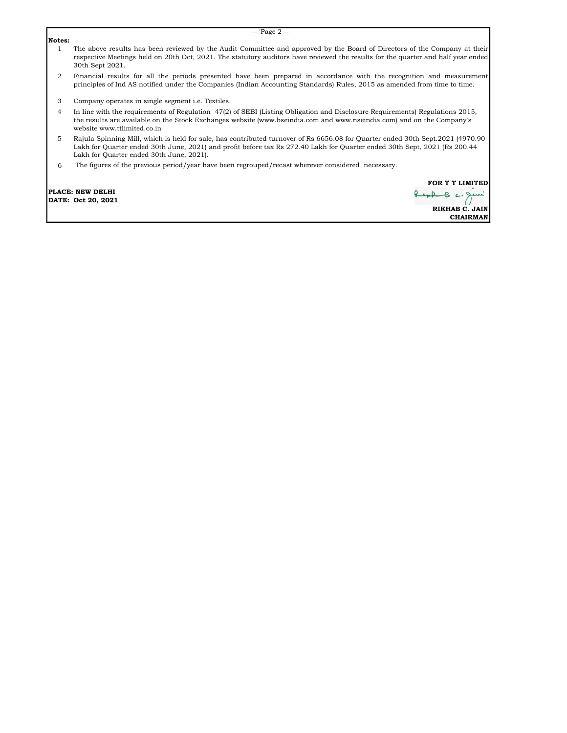**Notes:**

1. The above results has been reviewed by the Audit Committee and approved by the Board of Directors of the Company at their respective Meetings held on 20th Oct, 2021. The statutory auditors have reviewed the results for the quarter and half year ended 30th Sept 2021.
2. Financial results for all the periods presented have been prepared in accordance with the recognition and measurement principles of Ind AS notified under the Companies (Indian Accounting Standards) Rules, 2015 as amended from time to time.
3. Company operates in single segment i.e. Textiles.
4. In line with the requirements of Regulation 47(2) of SEBI (Listing Obligation and Disclosure Requirements) Regulations 2015, the results are available on the Stock Exchanges website (www.bseindia.com and www.nseindia.com) and on the Company's website www.ttlimited.co.in
5. Rajula Spinning Mill, which is held for sale, has contributed turnover of Rs 6656.08 for Quarter ended 30th Sept.2021 (4970.90 Lakh for Quarter ended 30th June, 2021) and profit before tax Rs 272.40 Lakh for Quarter ended 30th Sept, 2021 (Rs 200.44 Lakh for Quarter ended 30th June, 2021).
6. The figures of the previous period/year have been regrouped/recast wherever considered necessary.

**PLACE: NEW DELHI**
**DATE: Oct 20, 2021**

**FOR T T LIMITED**

**RIKHAB C. JAIN**
**CHAIRMAN**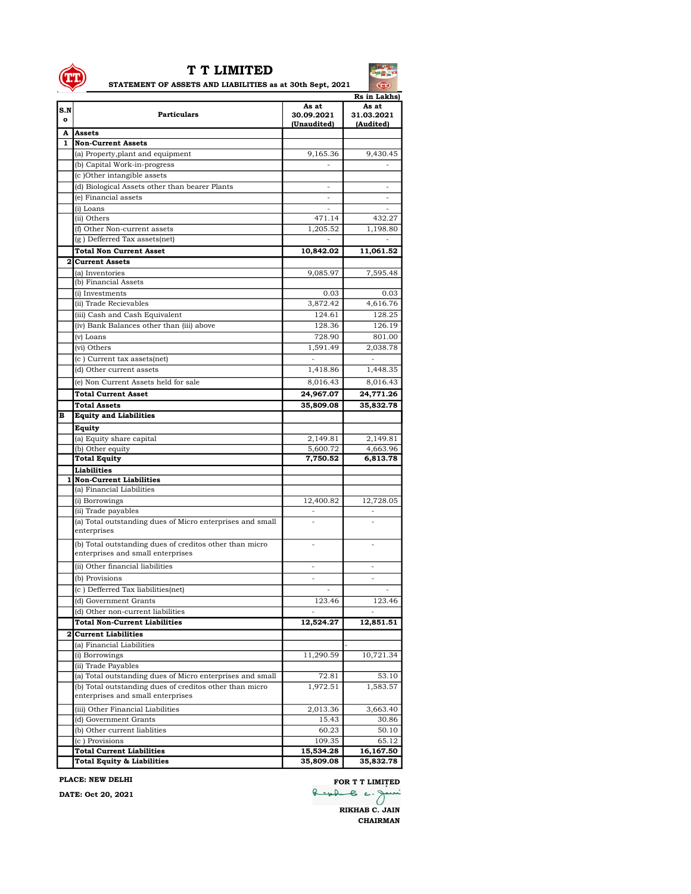# T T LIMITED

**STATEMENT OF ASSETS AND LIABILITIES as at 30th Sept, 2021**

Rs in Lakhs)

| S.No | Particulars | As at 30.09.2021 (Unaudited) | As at 31.03.2021 (Audited) |
|---|---|---|---|
| **A** | **Assets** | | |
| **1** | **Non-Current Assets** | | |
| | (a) Property,plant and equipment | 9,165.36 | 9,430.45 |
| | (b) Capital Work-in-progress | - | - |
| | (c )Other intangible assets | | |
| | (d) Biological Assets other than bearer Plants | - | - |
| | (e) Financial assets | - | - |
| | (i) Loans | - | - |
| | (ii) Others | 471.14 | 432.27 |
| | (f) Other Non-current assets | 1,205.52 | 1,198.80 |
| | (g ) Defferred Tax assets(net) | - | - |
| | **Total Non Current Asset** | **10,842.02** | **11,061.52** |
| **2** | **Current Assets** | | |
| | (a) Inventories | 9,085.97 | 7,595.48 |
| | (b) Financial Assets | | |
| | (i) Investments | 0.03 | 0.03 |
| | (ii) Trade Recievables | 3,872.42 | 4,616.76 |
| | (iii) Cash and Cash Equivalent | 124.61 | 128.25 |
| | (iv) Bank Balances other than (iii) above | 128.36 | 126.19 |
| | (v) Loans | 728.90 | 801.00 |
| | (vi) Others | 1,591.49 | 2,038.78 |
| | (c ) Current tax assets(net) | - | - |
| | (d) Other current assets | 1,418.86 | 1,448.35 |
| | (e) Non Current Assets held for sale | 8,016.43 | 8,016.43 |
| | **Total Current Asset** | **24,967.07** | **24,771.26** |
| | **Total Assets** | **35,809.08** | **35,832.78** |
| **B** | **Equity and Liabilities** | | |
| | **Equity** | | |
| | (a) Equity share capital | 2,149.81 | 2,149.81 |
| | (b) Other equity | 5,600.72 | 4,663.96 |
| | **Total Equity** | **7,750.52** | **6,813.78** |
| | **Liabilities** | | |
| **1** | **Non-Current Liabilities** | | |
| | (a) Financial Liabilities | | |
| | (i) Borrowings | 12,400.82 | 12,728.05 |
| | (ii) Trade payables | - | - |
| | (a) Total outstanding dues of Micro enterprises and small enterprises | - | - |
| | (b) Total outstanding dues of creditos other than micro enterprises and small enterprises | - | - |
| | (ii) Other financial liabilities | - | - |
| | (b) Provisions | - | - |
| | (c ) Defferred Tax liabilities(net) | - | - |
| | (d) Government Grants | 123.46 | 123.46 |
| | (d) Other non-current liabilities | - | - |
| | **Total Non-Current Liabilities** | **12,524.27** | **12,851.51** |
| **2** | **Current Liabilities** | | |
| | (a) Financial Liabilities | | - |
| | (i) Borrowings | 11,290.59 | 10,721.34 |
| | (ii) Trade Payables | | |
| | (a) Total outstanding dues of Micro enterprises and small | 72.81 | 53.10 |
| | (b) Total outstanding dues of creditos other than micro enterprises and small enterprises | 1,972.51 | 1,583.57 |
| | (iii) Other Financial Liabilities | 2,013.36 | 3,663.40 |
| | (d) Government Grants | 15.43 | 30.86 |
| | (b) Other current liablities | 60.23 | 50.10 |
| | (c ) Provisions | 109.35 | 65.12 |
| | **Total Current Liabilities** | **15,534.28** | **16,167.50** |
| | **Total Equity & Liabilities** | **35,809.08** | **35,832.78** |

**PLACE: NEW DELHI**

**DATE: Oct 20, 2021**

**FOR T T LIMITED**

**RIKHAB C. JAIN**

**CHAIRMAN**